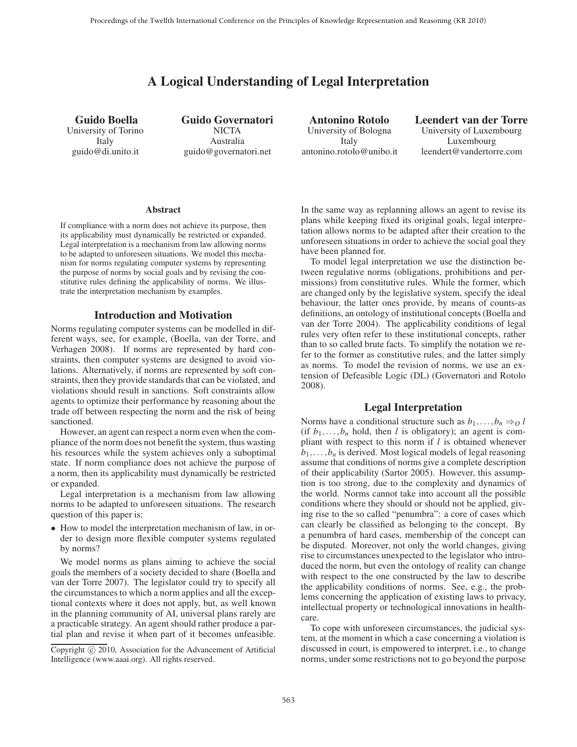# A Logical Understanding of Legal Interpretation

**Guido Boella**
University of Torino
Italy
guido@di.unito.it

**Guido Governatori**
NICTA
Australia
guido@governatori.net

**Antonino Rotolo**
University of Bologna
Italy
antonino.rotolo@unibo.it

**Leendert van der Torre**
University of Luxembourg
Luxembourg
leendert@vandertorre.com

### Abstract

If compliance with a norm does not achieve its purpose, then its applicability must dynamically be restricted or expanded. Legal interpretation is a mechanism from law allowing norms to be adapted to unforeseen situations. We model this mechanism for norms regulating computer systems by representing the purpose of norms by social goals and by revising the constitutive rules defining the applicability of norms. We illustrate the interpretation mechanism by examples.

## Introduction and Motivation

Norms regulating computer systems can be modelled in different ways, see, for example, (Boella, van der Torre, and Verhagen 2008). If norms are represented by hard constraints, then computer systems are designed to avoid violations. Alternatively, if norms are represented by soft constraints, then they provide standards that can be violated, and violations should result in sanctions. Soft constraints allow agents to optimize their performance by reasoning about the trade off between respecting the norm and the risk of being sanctioned.

However, an agent can respect a norm even when the compliance of the norm does not benefit the system, thus wasting his resources while the system achieves only a suboptimal state. If norm compliance does not achieve the purpose of a norm, then its applicability must dynamically be restricted or expanded.

Legal interpretation is a mechanism from law allowing norms to be adapted to unforeseen situations. The research question of this paper is:

- How to model the interpretation mechanism of law, in order to design more flexible computer systems regulated by norms?

We model norms as plans aiming to achieve the social goals the members of a society decided to share (Boella and van der Torre 2007). The legislator could try to specify all the circumstances to which a norm applies and all the exceptional contexts where it does not apply, but, as well known in the planning community of AI, universal plans rarely are a practicable strategy. An agent should rather produce a partial plan and revise it when part of it becomes unfeasible. In the same way as replanning allows an agent to revise its plans while keeping fixed its original goals, legal interpretation allows norms to be adapted after their creation to the unforeseen situations in order to achieve the social goal they have been planned for.

To model legal interpretation we use the distinction between regulative norms (obligations, prohibitions and permissions) from constitutive rules. While the former, which are changed only by the legislative system, specify the ideal behaviour, the latter ones provide, by means of counts-as definitions, an ontology of institutional concepts (Boella and van der Torre 2004). The applicability conditions of legal rules very often refer to these institutional concepts, rather than to so called brute facts. To simplify the notation we refer to the former as constitutive rules, and the latter simply as norms. To model the revision of norms, we use an extension of Defeasible Logic (DL) (Governatori and Rotolo 2008).

## Legal Interpretation

Norms have a conditional structure such as $b_1,\ldots,b_n \Rightarrow_O l$ (if $b_1,\ldots,b_n$ hold, then $l$ is obligatory); an agent is compliant with respect to this norm if $l$ is obtained whenever $b_1,\ldots,b_n$ is derived. Most logical models of legal reasoning assume that conditions of norms give a complete description of their applicability (Sartor 2005). However, this assumption is too strong, due to the complexity and dynamics of the world. Norms cannot take into account all the possible conditions where they should or should not be applied, giving rise to the so called "penumbra": a core of cases which can clearly be classified as belonging to the concept. By a penumbra of hard cases, membership of the concept can be disputed. Moreover, not only the world changes, giving rise to circumstances unexpected to the legislator who introduced the norm, but even the ontology of reality can change with respect to the one constructed by the law to describe the applicability conditions of norms. See, e.g., the problems concerning the application of existing laws to privacy, intellectual property or technological innovations in healthcare.

To cope with unforeseen circumstances, the judicial system, at the moment in which a case concerning a violation is discussed in court, is empowered to interpret, i.e., to change norms, under some restrictions not to go beyond the purpose

Copyright © 2010, Association for the Advancement of Artificial Intelligence (www.aaai.org). All rights reserved.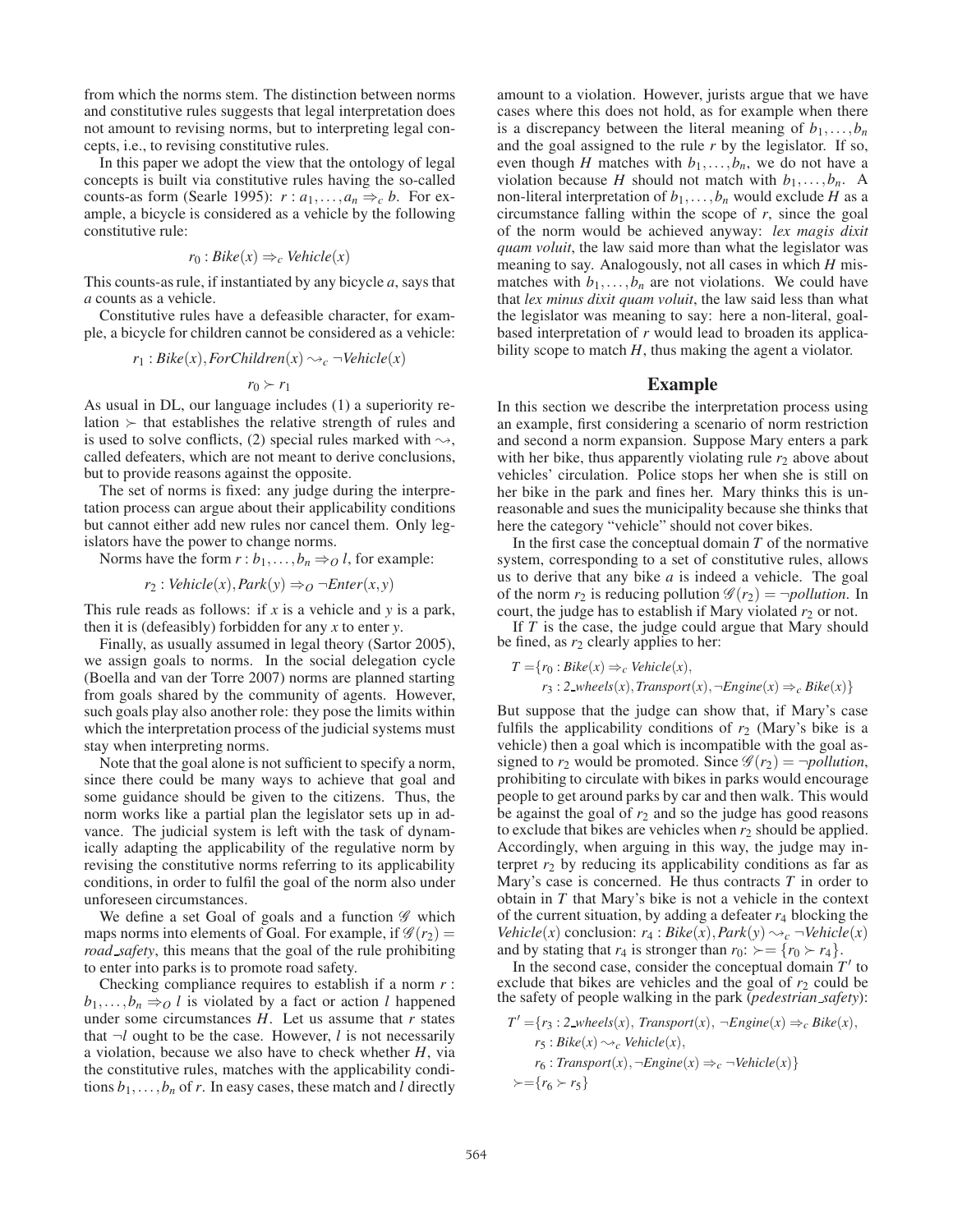from which the norms stem. The distinction between norms and constitutive rules suggests that legal interpretation does not amount to revising norms, but to interpreting legal concepts, i.e., to revising constitutive rules.

In this paper we adopt the view that the ontology of legal concepts is built via constitutive rules having the so-called counts-as form (Searle 1995): $r : a_1, \ldots, a_n \Rightarrow_c b$. For example, a bicycle is considered as a vehicle by the following constitutive rule:

$$r_0 : Bike(x) \Rightarrow_c Vehicle(x)$$

This counts-as rule, if instantiated by any bicycle $a$, says that $a$ counts as a vehicle.

Constitutive rules have a defeasible character, for example, a bicycle for children cannot be considered as a vehicle:

$$r_1 : Bike(x), ForChildren(x) \rightsquigarrow_c \neg Vehicle(x)$$

$$r_0 \succ r_1$$

As usual in DL, our language includes (1) a superiority relation $\succ$ that establishes the relative strength of rules and is used to solve conflicts, (2) special rules marked with $\rightsquigarrow$, called defeaters, which are not meant to derive conclusions, but to provide reasons against the opposite.

The set of norms is fixed: any judge during the interpretation process can argue about their applicability conditions but cannot either add new rules nor cancel them. Only legislators have the power to change norms.

Norms have the form $r : b_1, \ldots, b_n \Rightarrow_O l$, for example:

$$r_2 : Vehicle(x), Park(y) \Rightarrow_O \neg Enter(x, y)$$

This rule reads as follows: if $x$ is a vehicle and $y$ is a park, then it is (defeasibly) forbidden for any $x$ to enter $y$.

Finally, as usually assumed in legal theory (Sartor 2005), we assign goals to norms. In the social delegation cycle (Boella and van der Torre 2007) norms are planned starting from goals shared by the community of agents. However, such goals play also another role: they pose the limits within which the interpretation process of the judicial systems must stay when interpreting norms.

Note that the goal alone is not sufficient to specify a norm, since there could be many ways to achieve that goal and some guidance should be given to the citizens. Thus, the norm works like a partial plan the legislator sets up in advance. The judicial system is left with the task of dynamically adapting the applicability of the regulative norm by revising the constitutive norms referring to its applicability conditions, in order to fulfil the goal of the norm also under unforeseen circumstances.

We define a set Goal of goals and a function $\mathscr{G}$ which maps norms into elements of Goal. For example, if $\mathscr{G}(r_2) = road\_safety$, this means that the goal of the rule prohibiting to enter into parks is to promote road safety.

Checking compliance requires to establish if a norm $r : b_1, \ldots, b_n \Rightarrow_O l$ is violated by a fact or action $l$ happened under some circumstances $H$. Let us assume that $r$ states that $\neg l$ ought to be the case. However, $l$ is not necessarily a violation, because we also have to check whether $H$, via the constitutive rules, matches with the applicability conditions $b_1, \ldots, b_n$ of $r$. In easy cases, these match and $l$ directly amount to a violation. However, jurists argue that we have cases where this does not hold, as for example when there is a discrepancy between the literal meaning of $b_1, \ldots, b_n$ and the goal assigned to the rule $r$ by the legislator. If so, even though $H$ matches with $b_1, \ldots, b_n$, we do not have a violation because $H$ should not match with $b_1, \ldots, b_n$. A non-literal interpretation of $b_1, \ldots, b_n$ would exclude $H$ as a circumstance falling within the scope of $r$, since the goal of the norm would be achieved anyway: *lex magis dixit quam voluit*, the law said more than what the legislator was meaning to say. Analogously, not all cases in which $H$ mismatches with $b_1, \ldots, b_n$ are not violations. We could have that *lex minus dixit quam voluit*, the law said less than what the legislator was meaning to say: here a non-literal, goal-based interpretation of $r$ would lead to broaden its applicability scope to match $H$, thus making the agent a violator.

## Example

In this section we describe the interpretation process using an example, first considering a scenario of norm restriction and second a norm expansion. Suppose Mary enters a park with her bike, thus apparently violating rule $r_2$ above about vehicles' circulation. Police stops her when she is still on her bike in the park and fines her. Mary thinks this is unreasonable and sues the municipality because she thinks that here the category "vehicle" should not cover bikes.

In the first case the conceptual domain $T$ of the normative system, corresponding to a set of constitutive rules, allows us to derive that any bike $a$ is indeed a vehicle. The goal of the norm $r_2$ is reducing pollution $\mathscr{G}(r_2) = \neg pollution$. In court, the judge has to establish if Mary violated $r_2$ or not.

If $T$ is the case, the judge could argue that Mary should be fined, as $r_2$ clearly applies to her:

$$T = \{r_0 : Bike(x) \Rightarrow_c Vehicle(x),$$
$$r_3 : 2\_wheels(x), Transport(x), \neg Engine(x) \Rightarrow_c Bike(x)\}$$

But suppose that the judge can show that, if Mary's case fulfils the applicability conditions of $r_2$ (Mary's bike is a vehicle) then a goal which is incompatible with the goal assigned to $r_2$ would be promoted. Since $\mathscr{G}(r_2) = \neg pollution$, prohibiting to circulate with bikes in parks would encourage people to get around parks by car and then walk. This would be against the goal of $r_2$ and so the judge has good reasons to exclude that bikes are vehicles when $r_2$ should be applied. Accordingly, when arguing in this way, the judge may interpret $r_2$ by reducing its applicability conditions as far as Mary's case is concerned. He thus contracts $T$ in order to obtain in $T$ that Mary's bike is not a vehicle in the context of the current situation, by adding a defeater $r_4$ blocking the $Vehicle(x)$ conclusion: $r_4 : Bike(x), Park(y) \rightsquigarrow_c \neg Vehicle(x)$ and by stating that $r_4$ is stronger than $r_0$: $\succ = \{r_0 \succ r_4\}$.

In the second case, consider the conceptual domain $T'$ to exclude that bikes are vehicles and the goal of $r_2$ could be the safety of people walking in the park (*pedestrian\_safety*):

$$T' = \{r_3 : 2\_wheels(x), Transport(x), \neg Engine(x) \Rightarrow_c Bike(x),$$
$$r_5 : Bike(x) \rightsquigarrow_c Vehicle(x),$$
$$r_6 : Transport(x), \neg Engine(x) \Rightarrow_c \neg Vehicle(x)\}$$
$$\succ = \{r_6 \succ r_5\}$$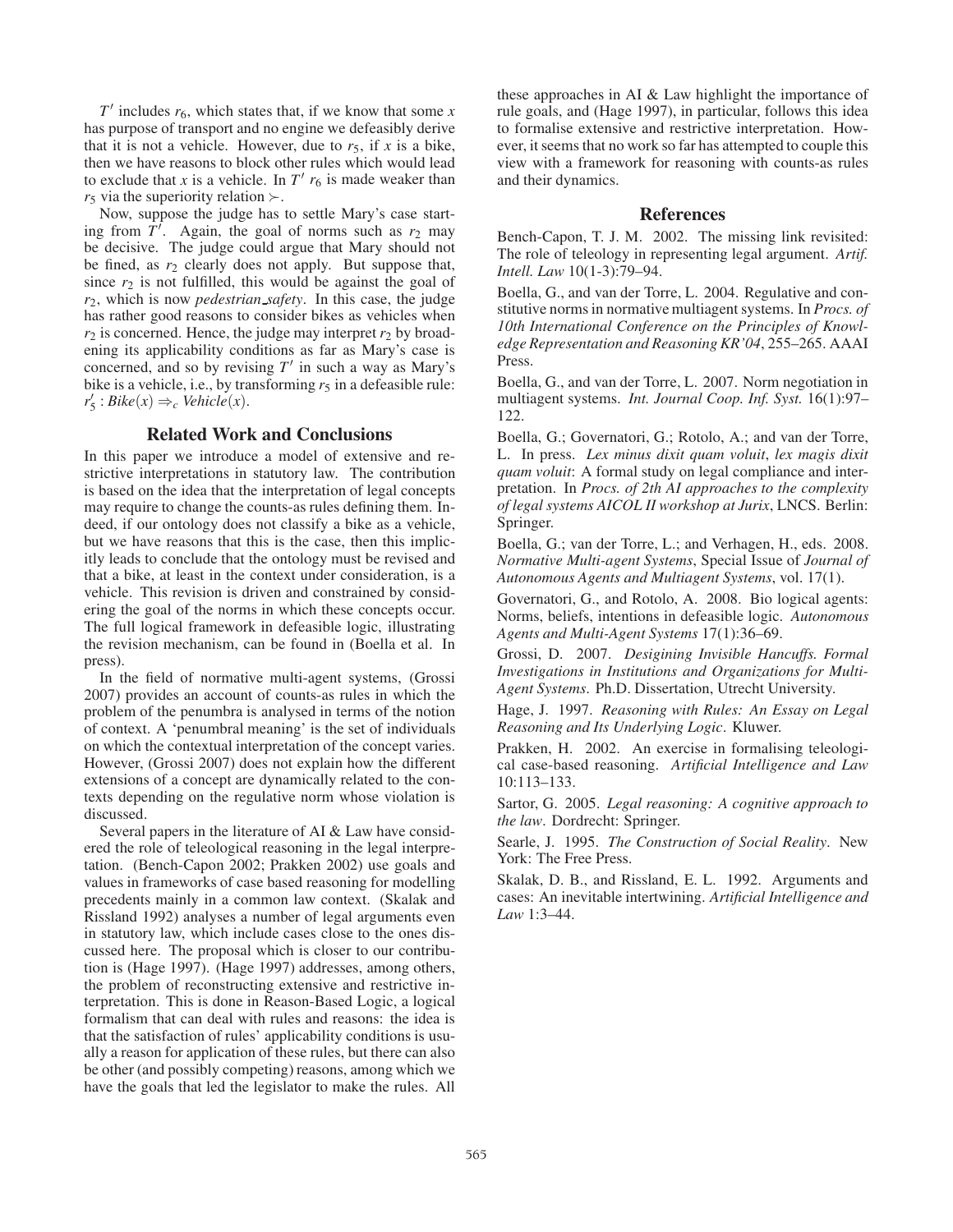$T'$ includes $r_6$, which states that, if we know that some $x$ has purpose of transport and no engine we defeasibly derive that it is not a vehicle. However, due to $r_5$, if $x$ is a bike, then we have reasons to block other rules which would lead to exclude that $x$ is a vehicle. In $T'$ $r_6$ is made weaker than $r_5$ via the superiority relation $\succ$.

Now, suppose the judge has to settle Mary's case starting from $T'$. Again, the goal of norms such as $r_2$ may be decisive. The judge could argue that Mary should not be fined, as $r_2$ clearly does not apply. But suppose that, since $r_2$ is not fulfilled, this would be against the goal of $r_2$, which is now *pedestrian_safety*. In this case, the judge has rather good reasons to consider bikes as vehicles when $r_2$ is concerned. Hence, the judge may interpret $r_2$ by broadening its applicability conditions as far as Mary's case is concerned, and so by revising $T'$ in such a way as Mary's bike is a vehicle, i.e., by transforming $r_5$ in a defeasible rule: $r'_5 : Bike(x) \Rightarrow_c Vehicle(x)$.

## Related Work and Conclusions

In this paper we introduce a model of extensive and restrictive interpretations in statutory law. The contribution is based on the idea that the interpretation of legal concepts may require to change the counts-as rules defining them. Indeed, if our ontology does not classify a bike as a vehicle, but we have reasons that this is the case, then this implicitly leads to conclude that the ontology must be revised and that a bike, at least in the context under consideration, is a vehicle. This revision is driven and constrained by considering the goal of the norms in which these concepts occur. The full logical framework in defeasible logic, illustrating the revision mechanism, can be found in (Boella et al. In press).

In the field of normative multi-agent systems, (Grossi 2007) provides an account of counts-as rules in which the problem of the penumbra is analysed in terms of the notion of context. A 'penumbral meaning' is the set of individuals on which the contextual interpretation of the concept varies. However, (Grossi 2007) does not explain how the different extensions of a concept are dynamically related to the contexts depending on the regulative norm whose violation is discussed.

Several papers in the literature of AI & Law have considered the role of teleological reasoning in the legal interpretation. (Bench-Capon 2002; Prakken 2002) use goals and values in frameworks of case based reasoning for modelling precedents mainly in a common law context. (Skalak and Rissland 1992) analyses a number of legal arguments even in statutory law, which include cases close to the ones discussed here. The proposal which is closer to our contribution is (Hage 1997). (Hage 1997) addresses, among others, the problem of reconstructing extensive and restrictive interpretation. This is done in Reason-Based Logic, a logical formalism that can deal with rules and reasons: the idea is that the satisfaction of rules' applicability conditions is usually a reason for application of these rules, but there can also be other (and possibly competing) reasons, among which we have the goals that led the legislator to make the rules. All these approaches in AI & Law highlight the importance of rule goals, and (Hage 1997), in particular, follows this idea to formalise extensive and restrictive interpretation. However, it seems that no work so far has attempted to couple this view with a framework for reasoning with counts-as rules and their dynamics.

## References

Bench-Capon, T. J. M. 2002. The missing link revisited: The role of teleology in representing legal argument. *Artif. Intell. Law* 10(1-3):79–94.

Boella, G., and van der Torre, L. 2004. Regulative and constitutive norms in normative multiagent systems. In *Procs. of 10th International Conference on the Principles of Knowledge Representation and Reasoning KR'04*, 255–265. AAAI Press.

Boella, G., and van der Torre, L. 2007. Norm negotiation in multiagent systems. *Int. Journal Coop. Inf. Syst.* 16(1):97–122.

Boella, G.; Governatori, G.; Rotolo, A.; and van der Torre, L. In press. *Lex minus dixit quam voluit*, *lex magis dixit quam voluit*: A formal study on legal compliance and interpretation. In *Procs. of 2th AI approaches to the complexity of legal systems AICOL II workshop at Jurix*, LNCS. Berlin: Springer.

Boella, G.; van der Torre, L.; and Verhagen, H., eds. 2008. *Normative Multi-agent Systems*, Special Issue of *Journal of Autonomous Agents and Multiagent Systems*, vol. 17(1).

Governatori, G., and Rotolo, A. 2008. Bio logical agents: Norms, beliefs, intentions in defeasible logic. *Autonomous Agents and Multi-Agent Systems* 17(1):36–69.

Grossi, D. 2007. *Desigining Invisible Hancuffs. Formal Investigations in Institutions and Organizations for Multi-Agent Systems*. Ph.D. Dissertation, Utrecht University.

Hage, J. 1997. *Reasoning with Rules: An Essay on Legal Reasoning and Its Underlying Logic*. Kluwer.

Prakken, H. 2002. An exercise in formalising teleological case-based reasoning. *Artificial Intelligence and Law* 10:113–133.

Sartor, G. 2005. *Legal reasoning: A cognitive approach to the law*. Dordrecht: Springer.

Searle, J. 1995. *The Construction of Social Reality*. New York: The Free Press.

Skalak, D. B., and Rissland, E. L. 1992. Arguments and cases: An inevitable intertwining. *Artificial Intelligence and Law* 1:3–44.